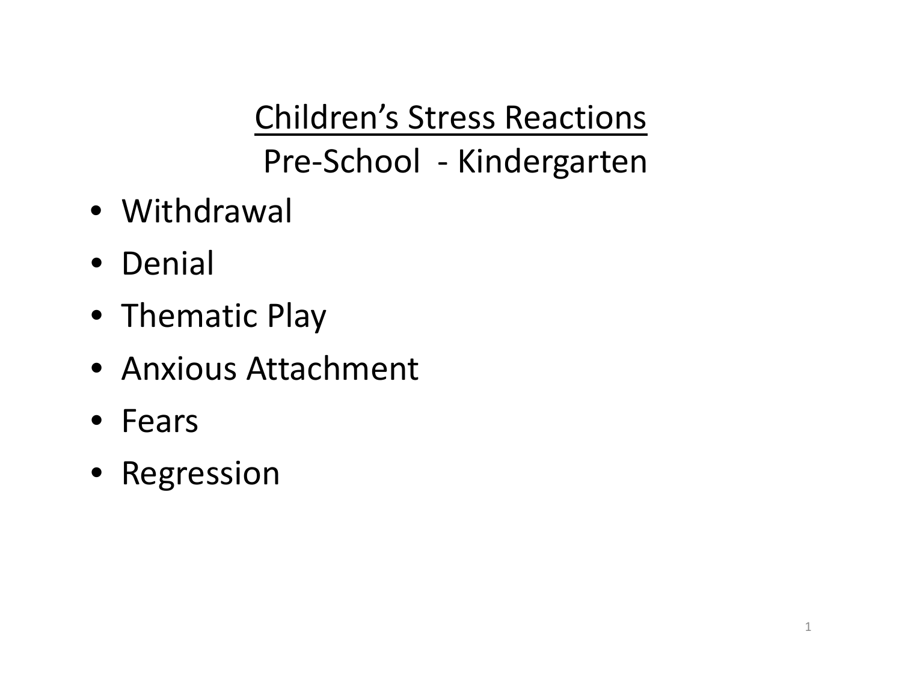# Children's Stress Reactions

## Pre-School - Kindergarten

- Withdrawal
- Denial
- Thematic Play
- Anxious Attachment
- Fears
- Regression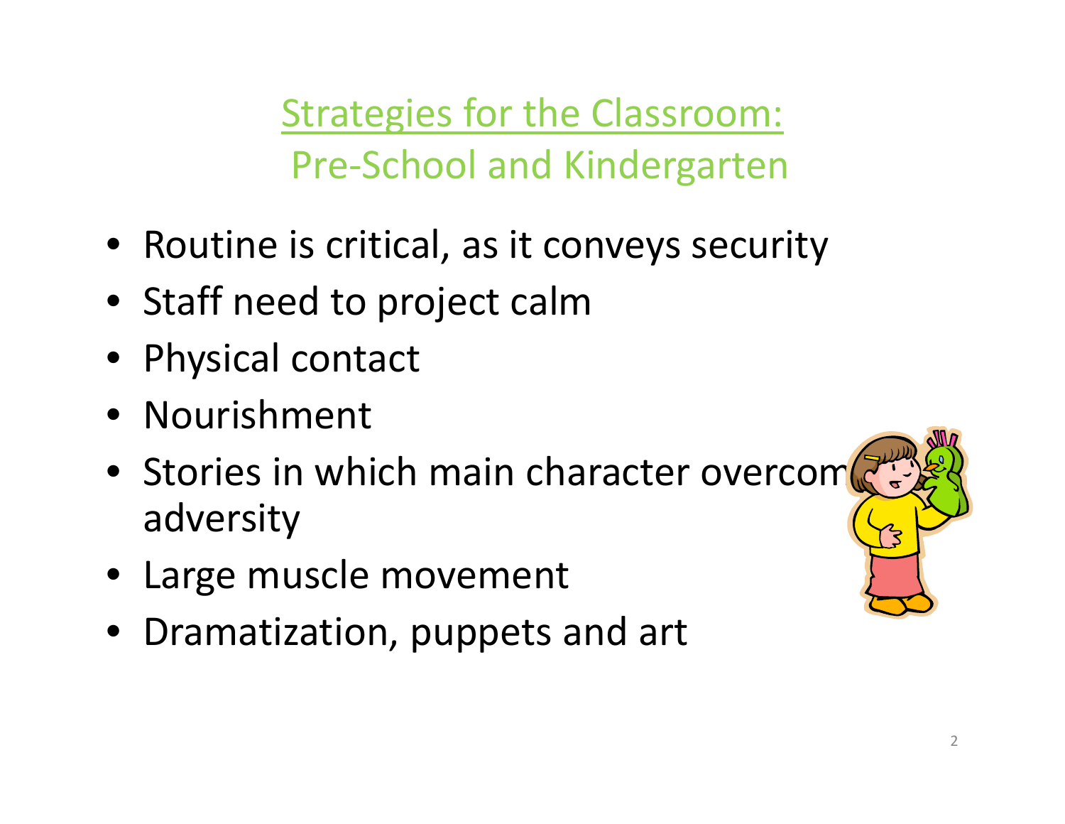## Strategies for the Classroom: Pre-School and Kindergarten

- Routine is critical, as it conveys security
- Staff need to project calm
- Physical contact
- Nourishment
- Stories in which main character overcomes adversity
- Large muscle movement
- Dramatization, puppets and art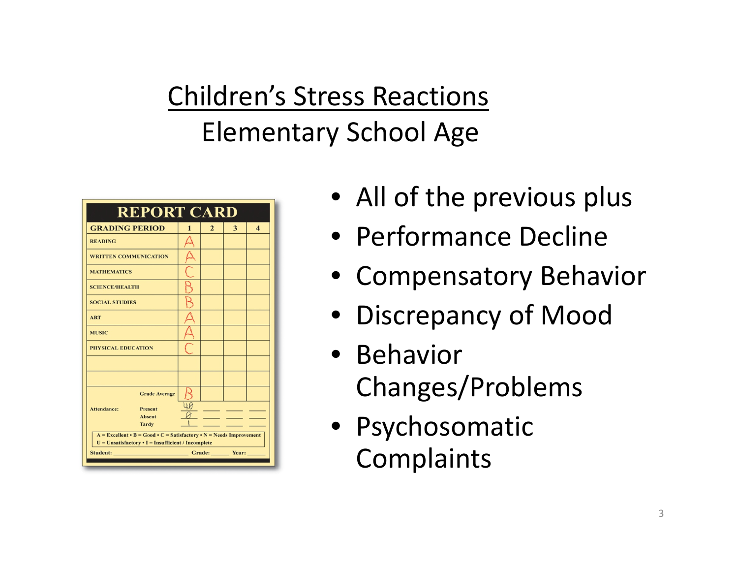# Children's Stress Reactions

## Elementary School Age

- All of the previous plus
- Performance Decline
- Compensatory Behavior
- Discrepancy of Mood
- Behavior Changes/Problems
- Psychosomatic Complaints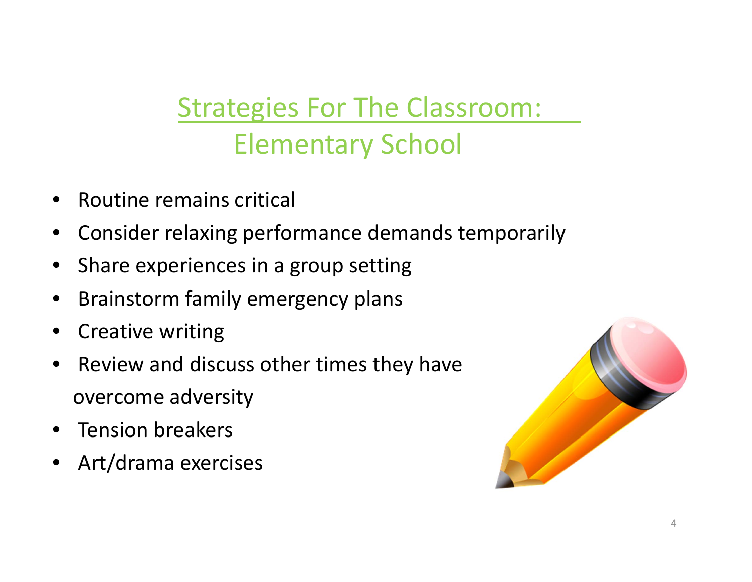# Strategies For The Classroom: Elementary School

- Routine remains critical
- Consider relaxing performance demands temporarily
- Share experiences in a group setting
- Brainstorm family emergency plans
- Creative writing
- Review and discuss other times they have overcome adversity
- Tension breakers
- Art/drama exercises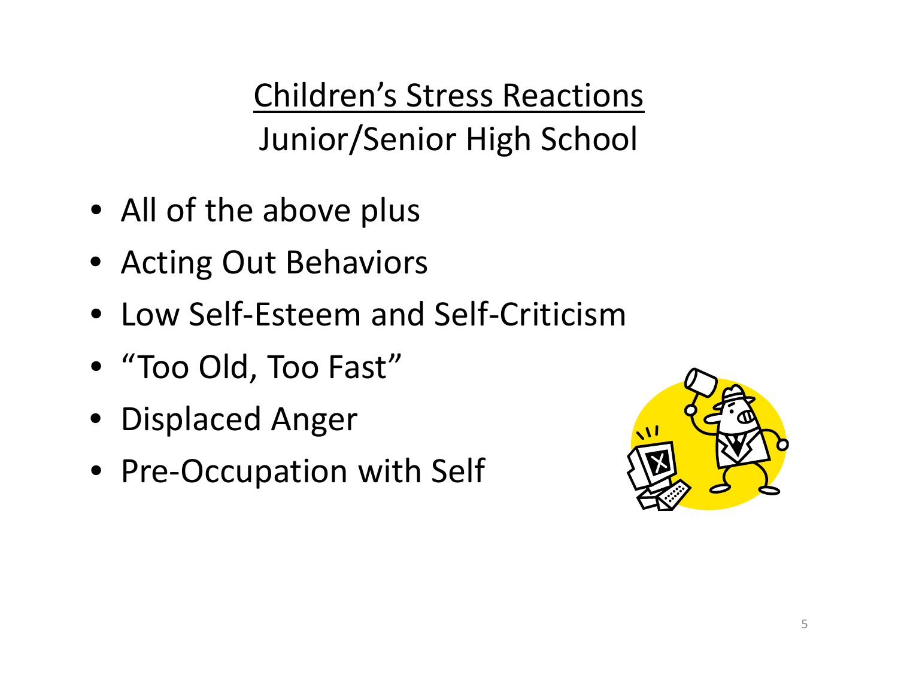# Children's Stress Reactions

## Junior/Senior High School

- All of the above plus
- Acting Out Behaviors
- Low Self-Esteem and Self-Criticism
- "Too Old, Too Fast"
- Displaced Anger
- Pre-Occupation with Self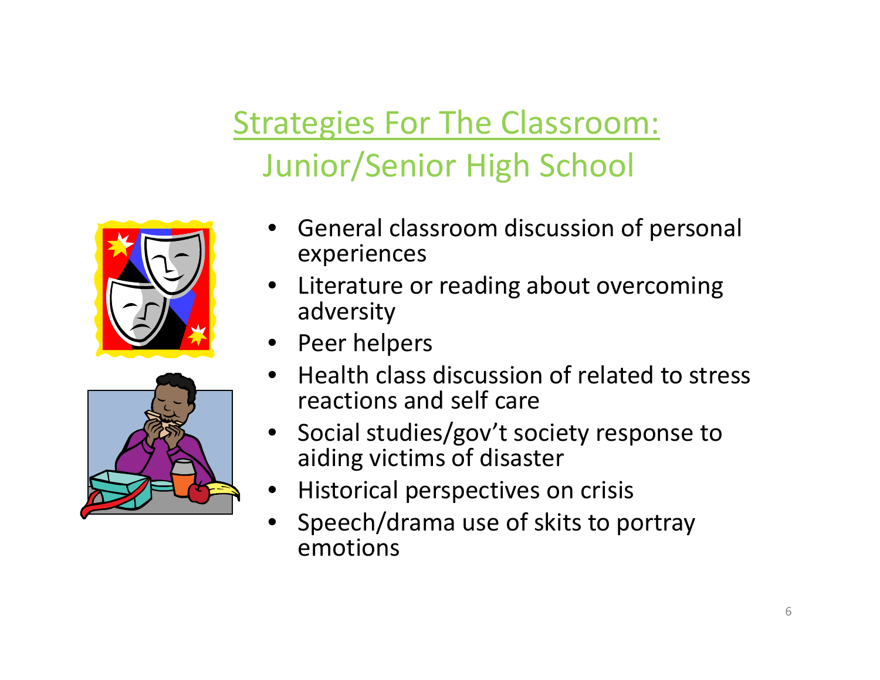# Strategies For The Classroom: Junior/Senior High School

- General classroom discussion of personal experiences
- Literature or reading about overcoming adversity
- Peer helpers
- Health class discussion of related to stress reactions and self care
- Social studies/gov't society response to aiding victims of disaster
- Historical perspectives on crisis
- Speech/drama use of skits to portray emotions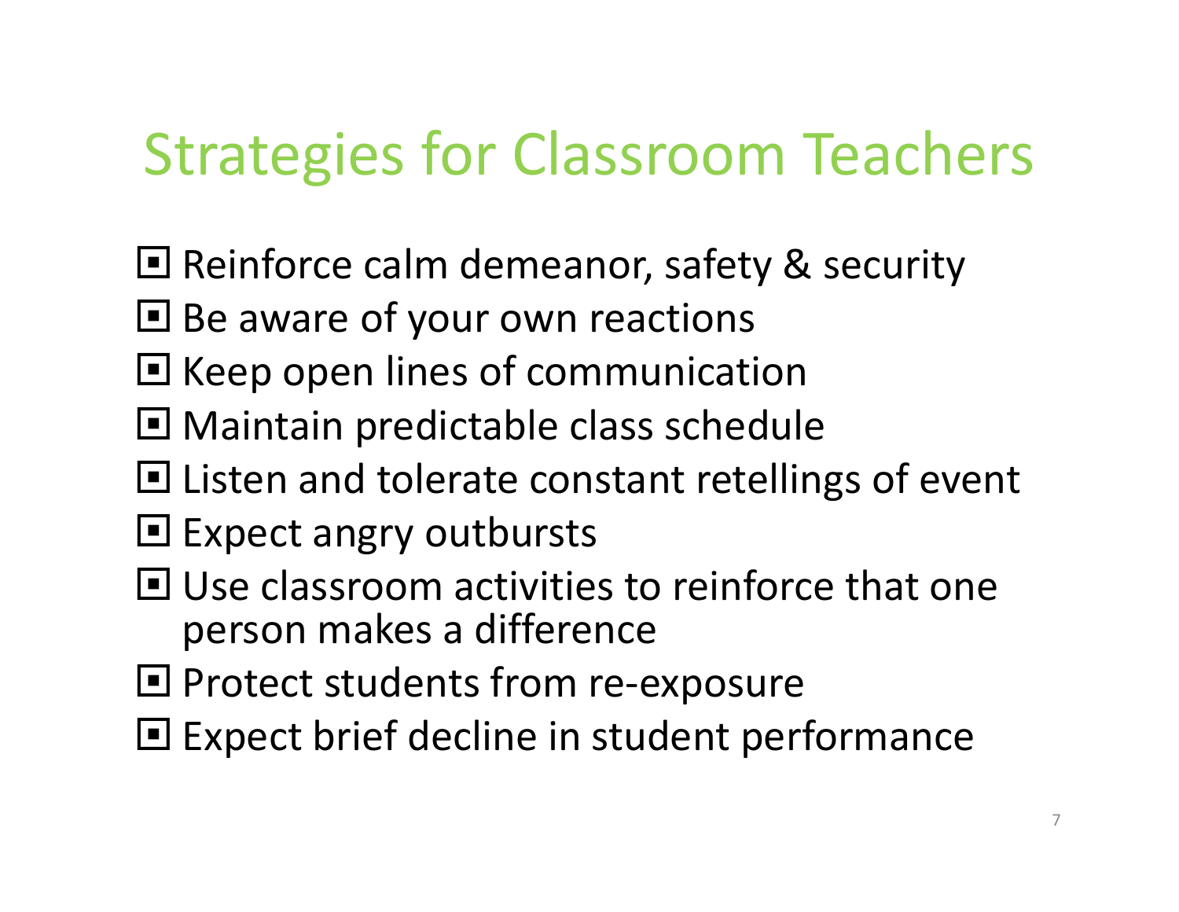# Strategies for Classroom Teachers

- Reinforce calm demeanor, safety & security
- Be aware of your own reactions
- Keep open lines of communication
- Maintain predictable class schedule
- Listen and tolerate constant retellings of event
- Expect angry outbursts
- Use classroom activities to reinforce that one person makes a difference
- Protect students from re-exposure
- Expect brief decline in student performance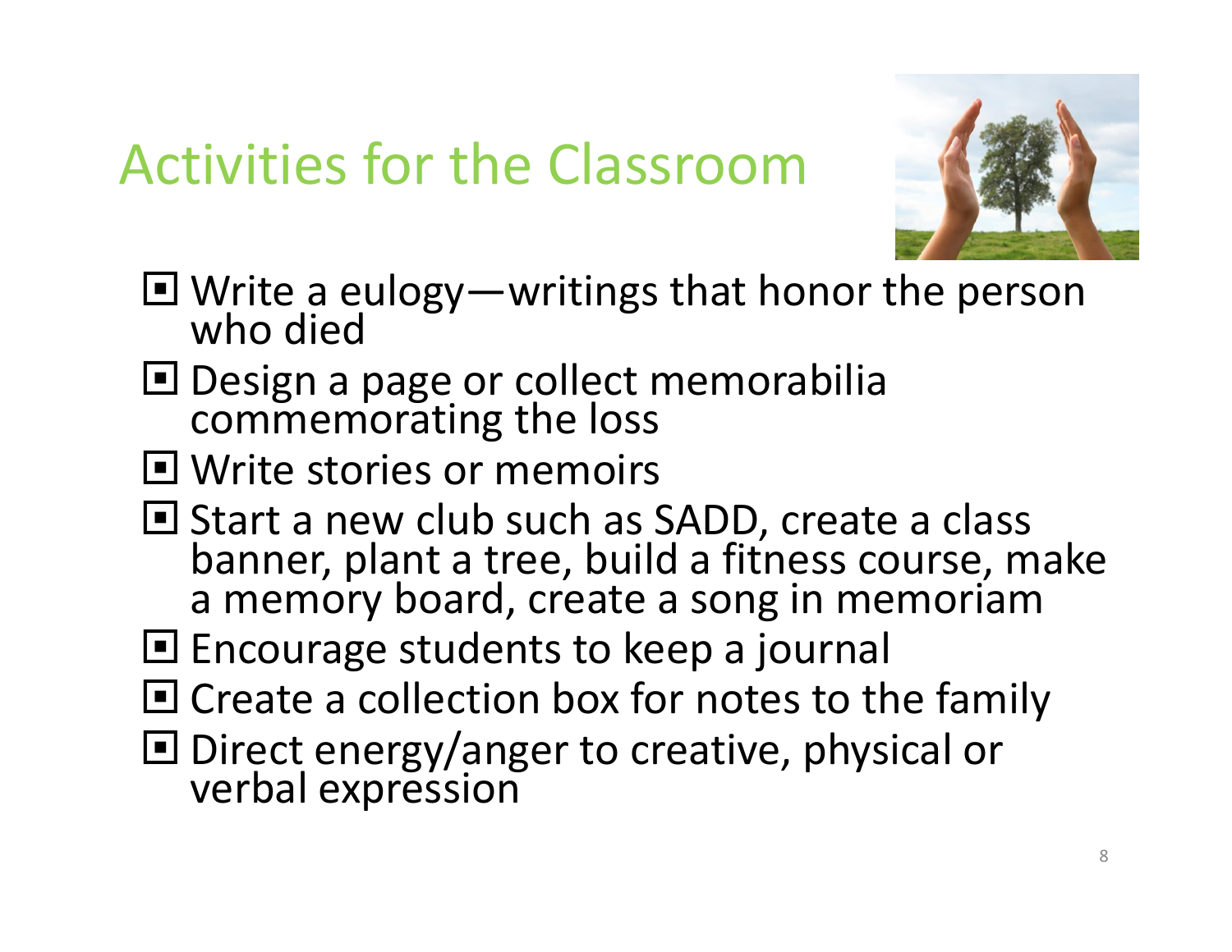# Activities for the Classroom

- Write a eulogy—writings that honor the person who died
- Design a page or collect memorabilia commemorating the loss
- Write stories or memoirs
- Start a new club such as SADD, create a class banner, plant a tree, build a fitness course, make a memory board, create a song in memoriam
- Encourage students to keep a journal
- Create a collection box for notes to the family
- Direct energy/anger to creative, physical or verbal expression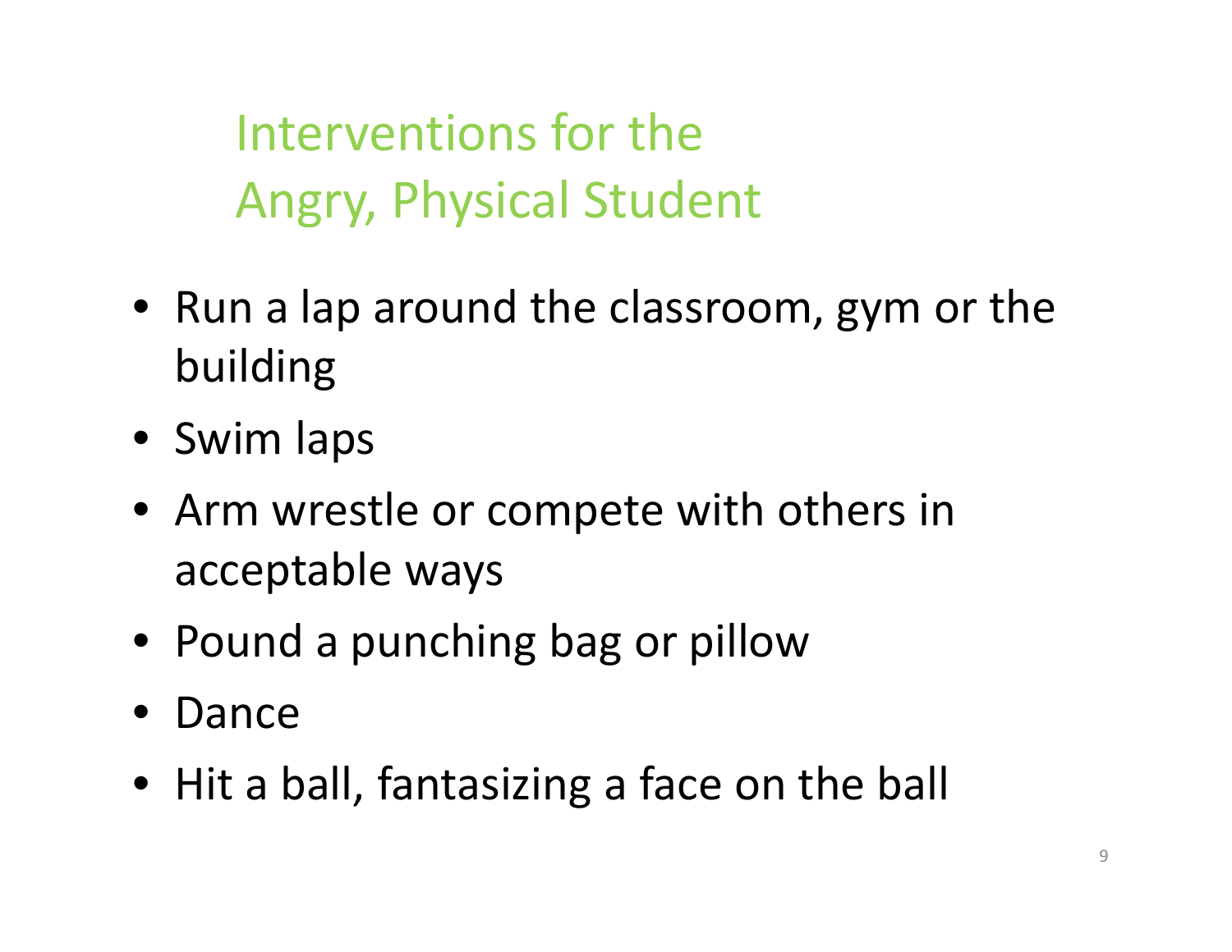# Interventions for the Angry, Physical Student

- Run a lap around the classroom, gym or the building
- Swim laps
- Arm wrestle or compete with others in acceptable ways
- Pound a punching bag or pillow
- Dance
- Hit a ball, fantasizing a face on the ball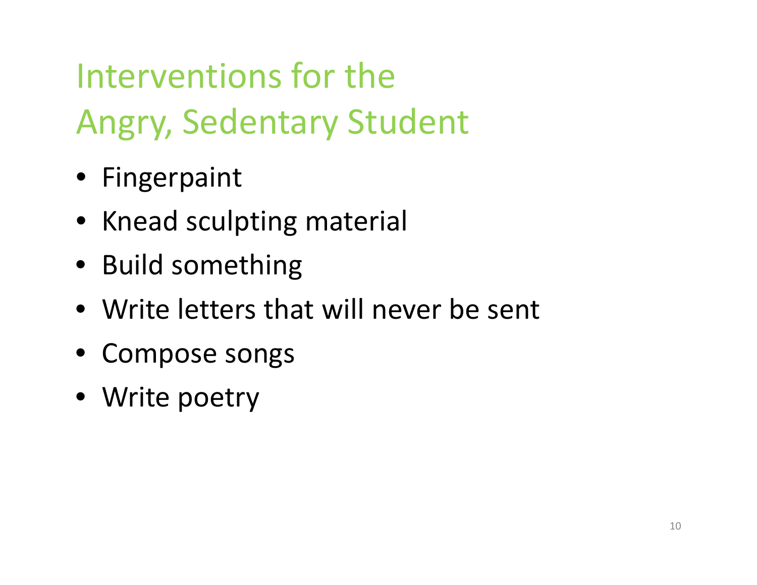# Interventions for the Angry, Sedentary Student

- Fingerpaint
- Knead sculpting material
- Build something
- Write letters that will never be sent
- Compose songs
- Write poetry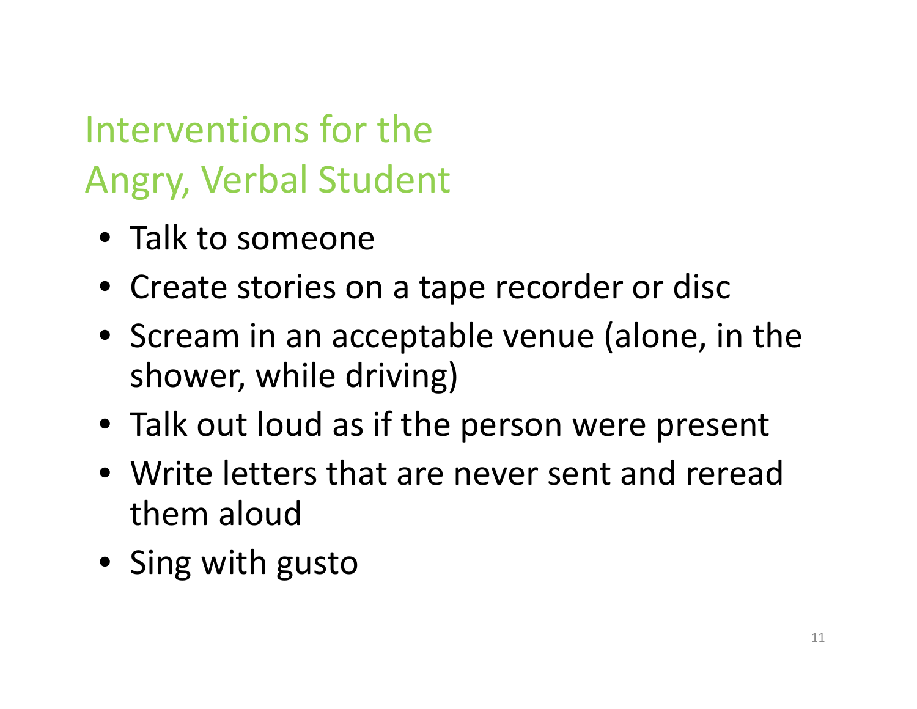# Interventions for the Angry, Verbal Student

- Talk to someone
- Create stories on a tape recorder or disc
- Scream in an acceptable venue (alone, in the shower, while driving)
- Talk out loud as if the person were present
- Write letters that are never sent and reread them aloud
- Sing with gusto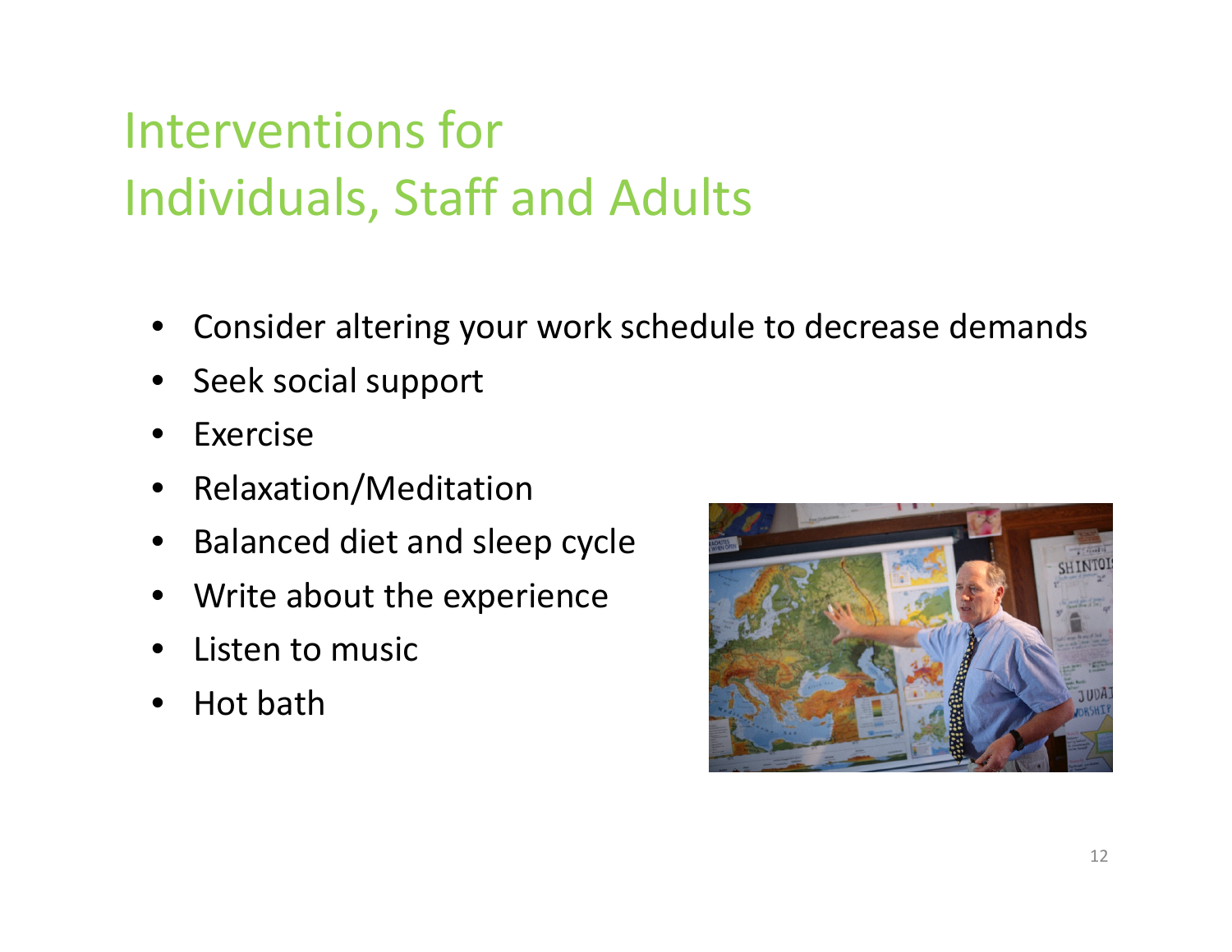# Interventions for Individuals, Staff and Adults

- Consider altering your work schedule to decrease demands
- Seek social support
- Exercise
- Relaxation/Meditation
- Balanced diet and sleep cycle
- Write about the experience
- Listen to music
- Hot bath